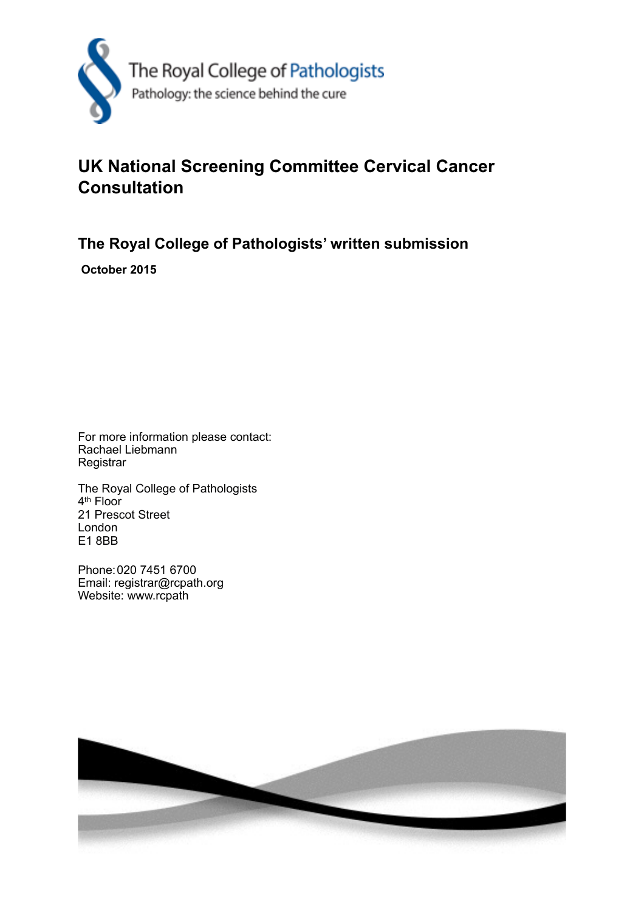The Royal College of Pathologists
Pathology: the science behind the cure

# UK National Screening Committee Cervical Cancer Consultation

## The Royal College of Pathologists' written submission

**October 2015**

For more information please contact:
Rachael Liebmann
Registrar

The Royal College of Pathologists
4th Floor
21 Prescot Street
London
E1 8BB

Phone: 020 7451 6700
Email: registrar@rcpath.org
Website: www.rcpath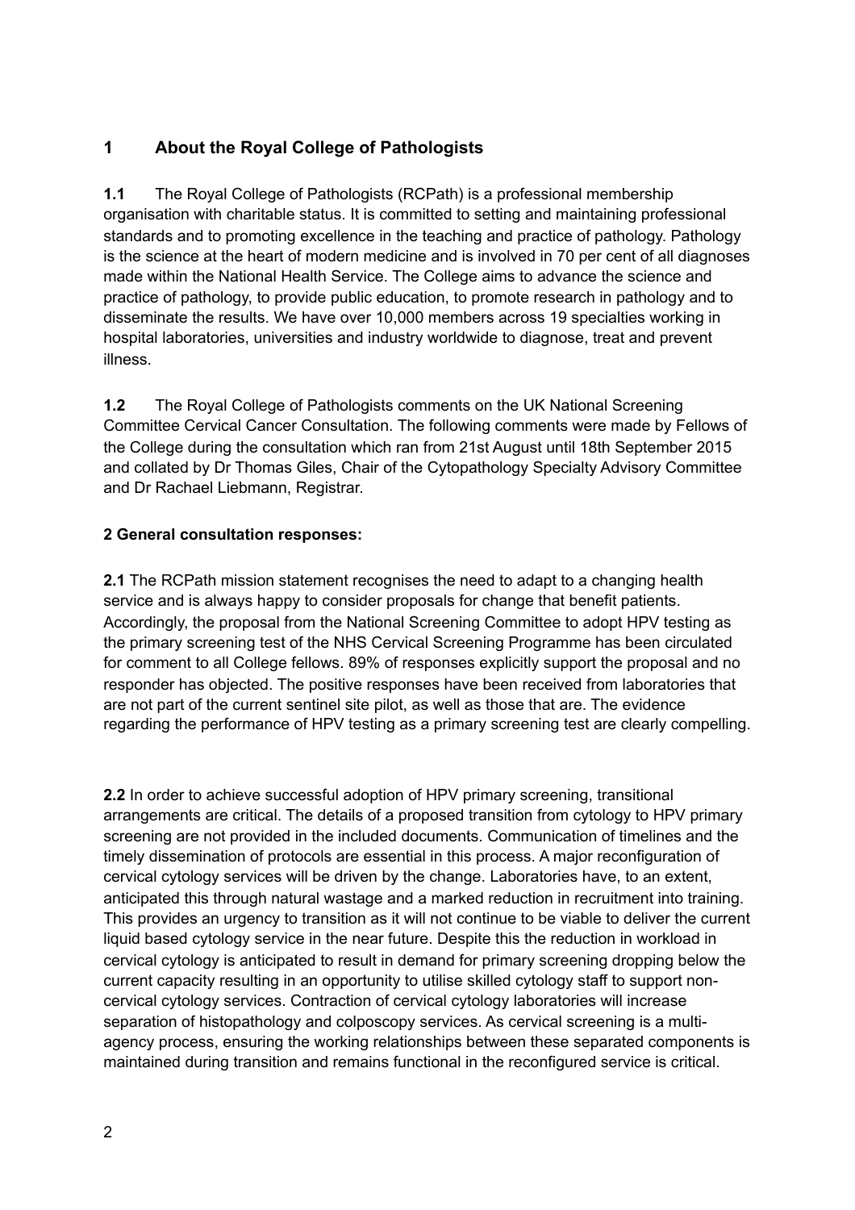## 1 About the Royal College of Pathologists

**1.1** The Royal College of Pathologists (RCPath) is a professional membership organisation with charitable status. It is committed to setting and maintaining professional standards and to promoting excellence in the teaching and practice of pathology. Pathology is the science at the heart of modern medicine and is involved in 70 per cent of all diagnoses made within the National Health Service. The College aims to advance the science and practice of pathology, to provide public education, to promote research in pathology and to disseminate the results. We have over 10,000 members across 19 specialties working in hospital laboratories, universities and industry worldwide to diagnose, treat and prevent illness.

**1.2** The Royal College of Pathologists comments on the UK National Screening Committee Cervical Cancer Consultation. The following comments were made by Fellows of the College during the consultation which ran from 21st August until 18th September 2015 and collated by Dr Thomas Giles, Chair of the Cytopathology Specialty Advisory Committee and Dr Rachael Liebmann, Registrar.

**2 General consultation responses:**

**2.1** The RCPath mission statement recognises the need to adapt to a changing health service and is always happy to consider proposals for change that benefit patients. Accordingly, the proposal from the National Screening Committee to adopt HPV testing as the primary screening test of the NHS Cervical Screening Programme has been circulated for comment to all College fellows. 89% of responses explicitly support the proposal and no responder has objected. The positive responses have been received from laboratories that are not part of the current sentinel site pilot, as well as those that are. The evidence regarding the performance of HPV testing as a primary screening test are clearly compelling.

**2.2** In order to achieve successful adoption of HPV primary screening, transitional arrangements are critical. The details of a proposed transition from cytology to HPV primary screening are not provided in the included documents. Communication of timelines and the timely dissemination of protocols are essential in this process. A major reconfiguration of cervical cytology services will be driven by the change. Laboratories have, to an extent, anticipated this through natural wastage and a marked reduction in recruitment into training. This provides an urgency to transition as it will not continue to be viable to deliver the current liquid based cytology service in the near future. Despite this the reduction in workload in cervical cytology is anticipated to result in demand for primary screening dropping below the current capacity resulting in an opportunity to utilise skilled cytology staff to support non-cervical cytology services. Contraction of cervical cytology laboratories will increase separation of histopathology and colposcopy services. As cervical screening is a multi-agency process, ensuring the working relationships between these separated components is maintained during transition and remains functional in the reconfigured service is critical.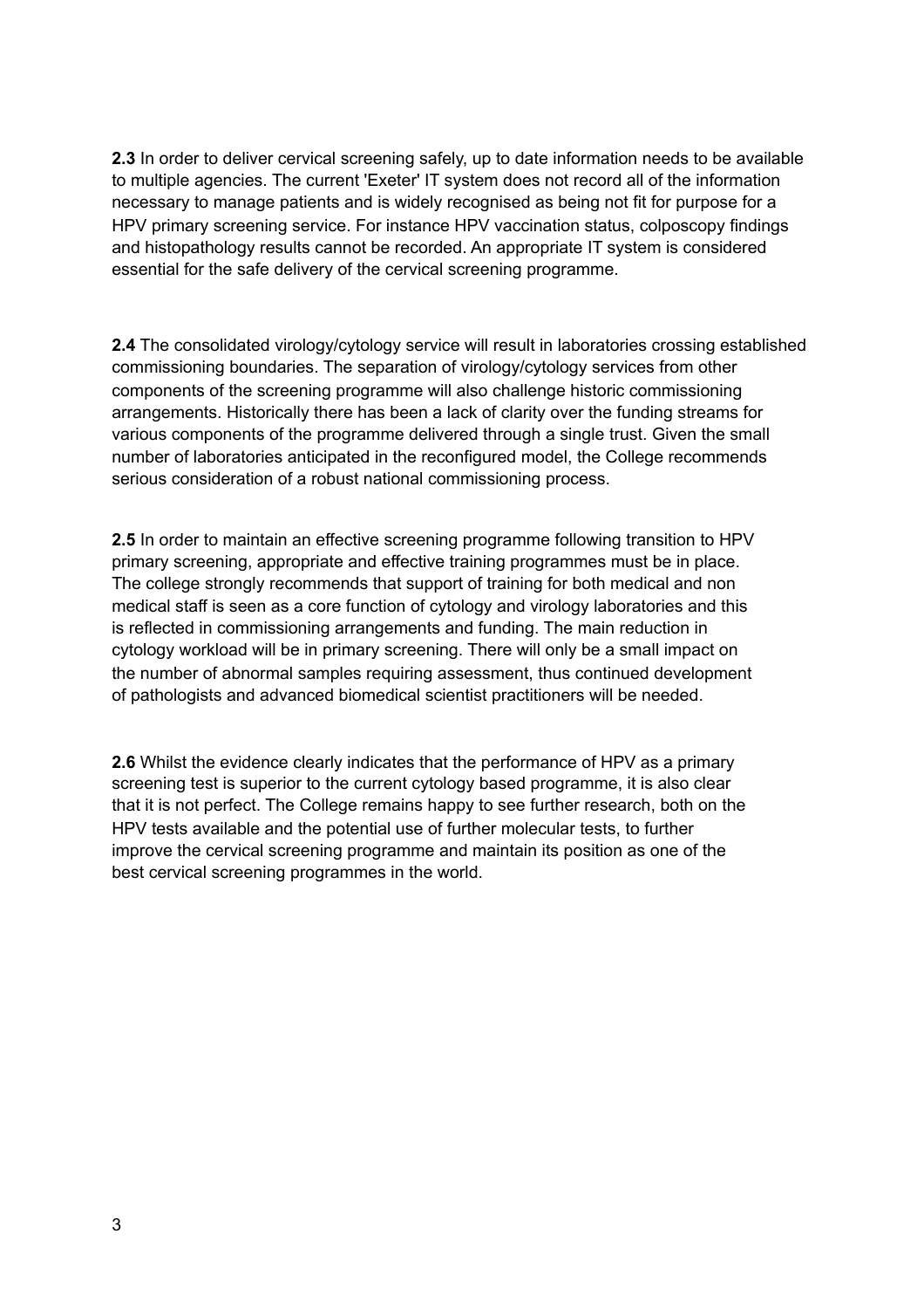**2.3** In order to deliver cervical screening safely, up to date information needs to be available to multiple agencies. The current 'Exeter' IT system does not record all of the information necessary to manage patients and is widely recognised as being not fit for purpose for a HPV primary screening service. For instance HPV vaccination status, colposcopy findings and histopathology results cannot be recorded. An appropriate IT system is considered essential for the safe delivery of the cervical screening programme.

**2.4** The consolidated virology/cytology service will result in laboratories crossing established commissioning boundaries. The separation of virology/cytology services from other components of the screening programme will also challenge historic commissioning arrangements. Historically there has been a lack of clarity over the funding streams for various components of the programme delivered through a single trust. Given the small number of laboratories anticipated in the reconfigured model, the College recommends serious consideration of a robust national commissioning process.

**2.5** In order to maintain an effective screening programme following transition to HPV primary screening, appropriate and effective training programmes must be in place. The college strongly recommends that support of training for both medical and non medical staff is seen as a core function of cytology and virology laboratories and this is reflected in commissioning arrangements and funding. The main reduction in cytology workload will be in primary screening. There will only be a small impact on the number of abnormal samples requiring assessment, thus continued development of pathologists and advanced biomedical scientist practitioners will be needed.

**2.6** Whilst the evidence clearly indicates that the performance of HPV as a primary screening test is superior to the current cytology based programme, it is also clear that it is not perfect. The College remains happy to see further research, both on the HPV tests available and the potential use of further molecular tests, to further improve the cervical screening programme and maintain its position as one of the best cervical screening programmes in the world.